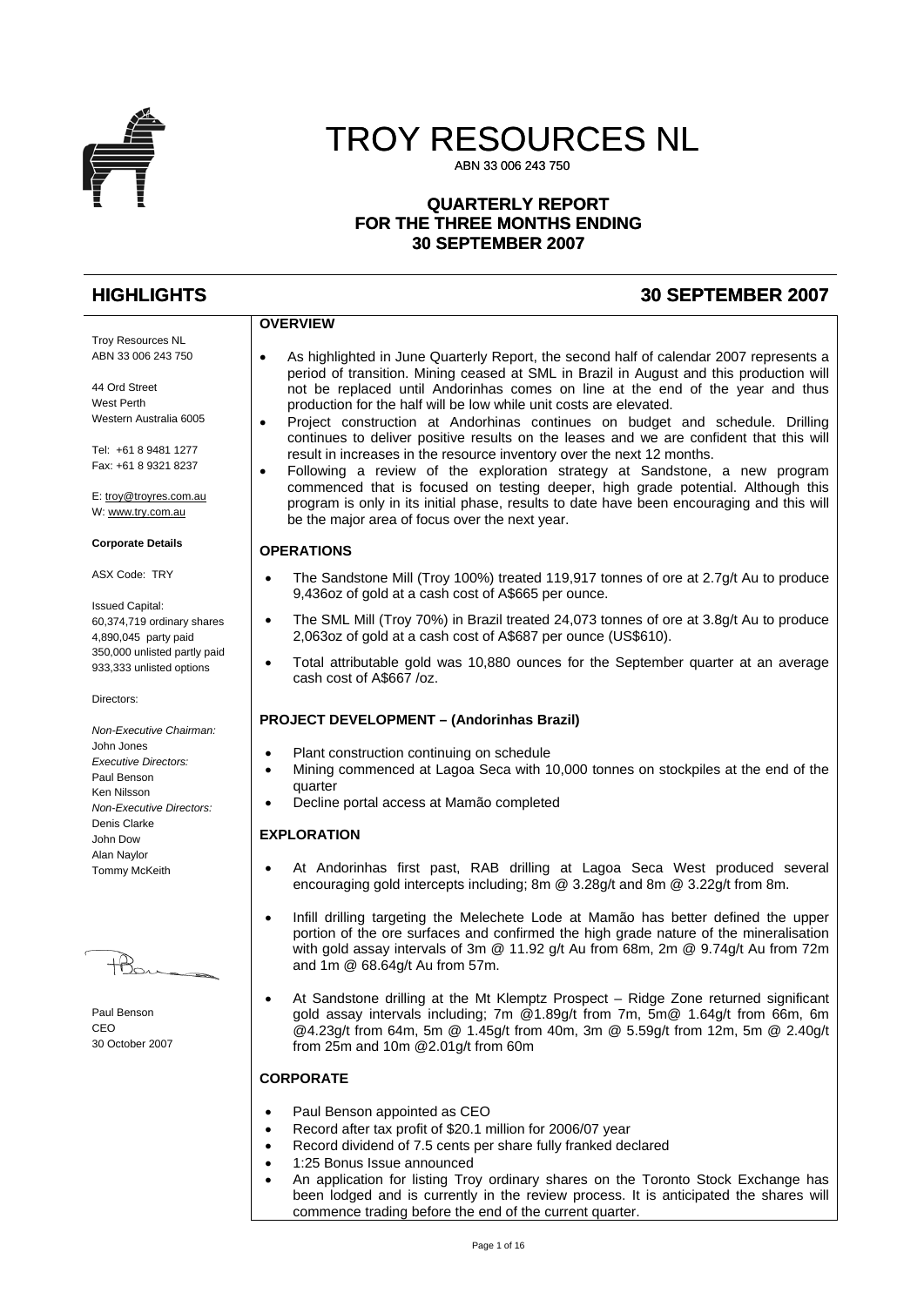# TROY RESOURCES NL

ABN 33 006 243 750

## QUARTERLY REPORT FOR THE THREE MONTHS ENDING 30 SEPTEMBER 2007

## HIGHLIGHTS 30 SEPTEMBER 2007

Troy Resources NL
ABN 33 006 243 750

44 Ord Street
West Perth
Western Australia 6005

Tel: +61 8 9481 1277
Fax: +61 8 9321 8237

E: troy@troyres.com.au
W: www.try.com.au

**Corporate Details**

ASX Code: TRY

Issued Capital:
60,374,719 ordinary shares
4,890,045 party paid
350,000 unlisted partly paid
933,333 unlisted options

Directors:

*Non-Executive Chairman:*
John Jones
*Executive Directors:*
Paul Benson
Ken Nilsson
*Non-Executive Directors:*
Denis Clarke
John Dow
Alan Naylor
Tommy McKeith

Paul Benson
CEO
30 October 2007

### OVERVIEW

- As highlighted in June Quarterly Report, the second half of calendar 2007 represents a period of transition. Mining ceased at SML in Brazil in August and this production will not be replaced until Andorinhas comes on line at the end of the year and thus production for the half will be low while unit costs are elevated.
- Project construction at Andorhinas continues on budget and schedule. Drilling continues to deliver positive results on the leases and we are confident that this will result in increases in the resource inventory over the next 12 months.
- Following a review of the exploration strategy at Sandstone, a new program commenced that is focused on testing deeper, high grade potential. Although this program is only in its initial phase, results to date have been encouraging and this will be the major area of focus over the next year.

### OPERATIONS

- The Sandstone Mill (Troy 100%) treated 119,917 tonnes of ore at 2.7g/t Au to produce 9,436oz of gold at a cash cost of A$665 per ounce.
- The SML Mill (Troy 70%) in Brazil treated 24,073 tonnes of ore at 3.8g/t Au to produce 2,063oz of gold at a cash cost of A$687 per ounce (US$610).
- Total attributable gold was 10,880 ounces for the September quarter at an average cash cost of A$667 /oz.

### PROJECT DEVELOPMENT – (Andorinhas Brazil)

- Plant construction continuing on schedule
- Mining commenced at Lagoa Seca with 10,000 tonnes on stockpiles at the end of the quarter
- Decline portal access at Mamão completed

### EXPLORATION

- At Andorinhas first past, RAB drilling at Lagoa Seca West produced several encouraging gold intercepts including; 8m @ 3.28g/t and 8m @ 3.22g/t from 8m.
- Infill drilling targeting the Melechete Lode at Mamão has better defined the upper portion of the ore surfaces and confirmed the high grade nature of the mineralisation with gold assay intervals of 3m @ 11.92 g/t Au from 68m, 2m @ 9.74g/t Au from 72m and 1m @ 68.64g/t Au from 57m.
- At Sandstone drilling at the Mt Klemptz Prospect – Ridge Zone returned significant gold assay intervals including; 7m @1.89g/t from 7m, 5m@ 1.64g/t from 66m, 6m @4.23g/t from 64m, 5m @ 1.45g/t from 40m, 3m @ 5.59g/t from 12m, 5m @ 2.40g/t from 25m and 10m @2.01g/t from 60m

### CORPORATE

- Paul Benson appointed as CEO
- Record after tax profit of $20.1 million for 2006/07 year
- Record dividend of 7.5 cents per share fully franked declared
- 1:25 Bonus Issue announced
- An application for listing Troy ordinary shares on the Toronto Stock Exchange has been lodged and is currently in the review process. It is anticipated the shares will commence trading before the end of the current quarter.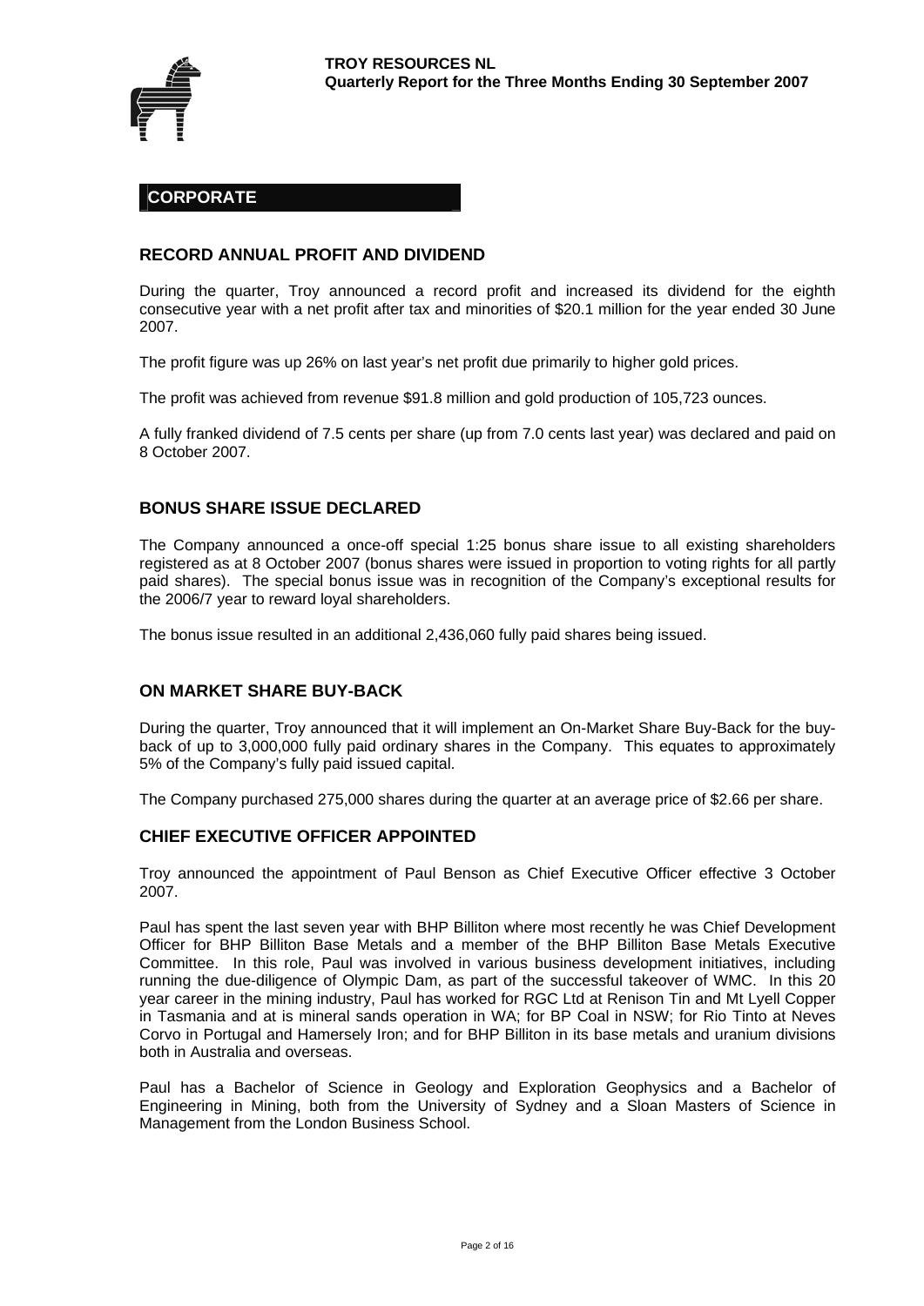## CORPORATE

### RECORD ANNUAL PROFIT AND DIVIDEND

During the quarter, Troy announced a record profit and increased its dividend for the eighth consecutive year with a net profit after tax and minorities of $20.1 million for the year ended 30 June 2007.

The profit figure was up 26% on last year's net profit due primarily to higher gold prices.

The profit was achieved from revenue $91.8 million and gold production of 105,723 ounces.

A fully franked dividend of 7.5 cents per share (up from 7.0 cents last year) was declared and paid on 8 October 2007.

### BONUS SHARE ISSUE DECLARED

The Company announced a once-off special 1:25 bonus share issue to all existing shareholders registered as at 8 October 2007 (bonus shares were issued in proportion to voting rights for all partly paid shares). The special bonus issue was in recognition of the Company's exceptional results for the 2006/7 year to reward loyal shareholders.

The bonus issue resulted in an additional 2,436,060 fully paid shares being issued.

### ON MARKET SHARE BUY-BACK

During the quarter, Troy announced that it will implement an On-Market Share Buy-Back for the buy-back of up to 3,000,000 fully paid ordinary shares in the Company. This equates to approximately 5% of the Company's fully paid issued capital.

The Company purchased 275,000 shares during the quarter at an average price of $2.66 per share.

### CHIEF EXECUTIVE OFFICER APPOINTED

Troy announced the appointment of Paul Benson as Chief Executive Officer effective 3 October 2007.

Paul has spent the last seven year with BHP Billiton where most recently he was Chief Development Officer for BHP Billiton Base Metals and a member of the BHP Billiton Base Metals Executive Committee. In this role, Paul was involved in various business development initiatives, including running the due-diligence of Olympic Dam, as part of the successful takeover of WMC. In this 20 year career in the mining industry, Paul has worked for RGC Ltd at Renison Tin and Mt Lyell Copper in Tasmania and at is mineral sands operation in WA; for BP Coal in NSW; for Rio Tinto at Neves Corvo in Portugal and Hamersely Iron; and for BHP Billiton in its base metals and uranium divisions both in Australia and overseas.

Paul has a Bachelor of Science in Geology and Exploration Geophysics and a Bachelor of Engineering in Mining, both from the University of Sydney and a Sloan Masters of Science in Management from the London Business School.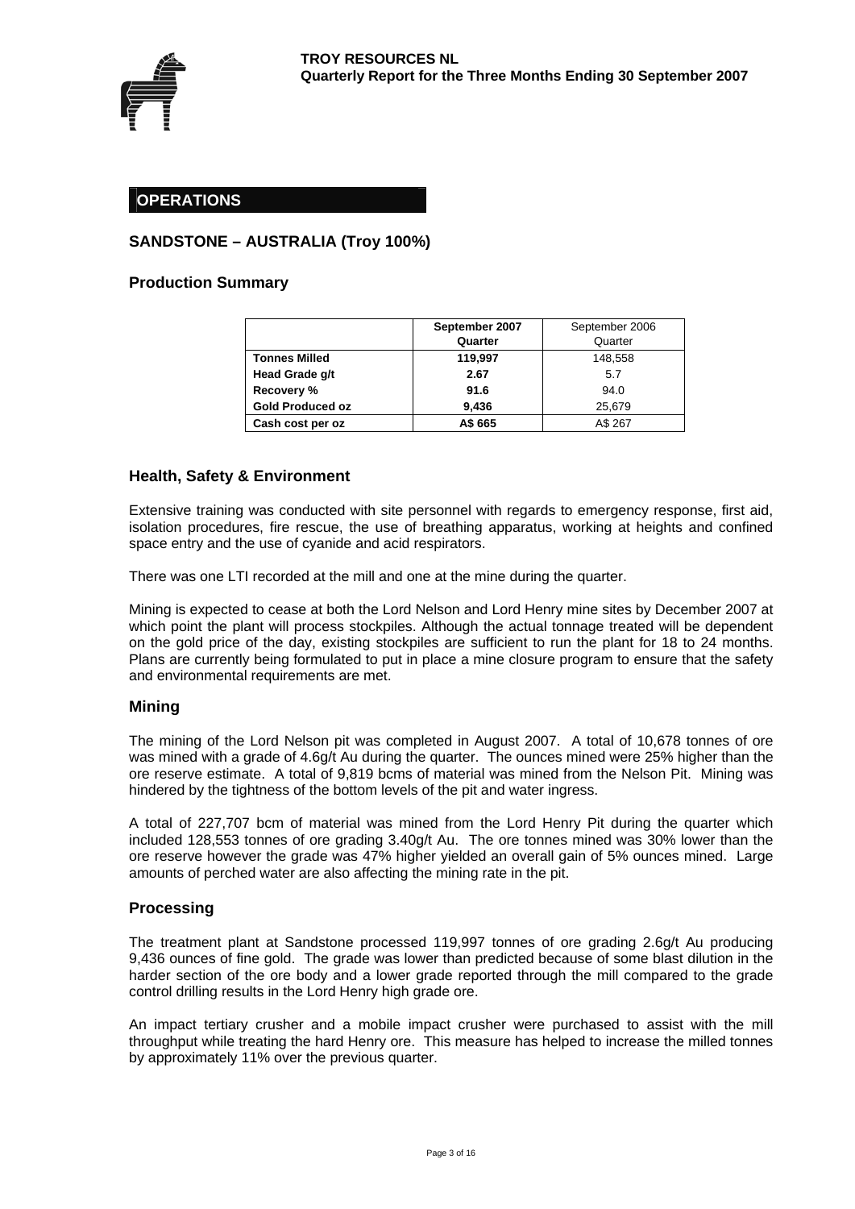## OPERATIONS

### SANDSTONE – AUSTRALIA (Troy 100%)

### Production Summary

| | September 2007 Quarter | September 2006 Quarter |
|---|---|---|
| **Tonnes Milled** | **119,997** | 148,558 |
| **Head Grade g/t** | **2.67** | 5.7 |
| **Recovery %** | **91.6** | 94.0 |
| **Gold Produced oz** | **9,436** | 25,679 |
| **Cash cost per oz** | **A$ 665** | A$ 267 |

### Health, Safety & Environment

Extensive training was conducted with site personnel with regards to emergency response, first aid, isolation procedures, fire rescue, the use of breathing apparatus, working at heights and confined space entry and the use of cyanide and acid respirators.

There was one LTI recorded at the mill and one at the mine during the quarter.

Mining is expected to cease at both the Lord Nelson and Lord Henry mine sites by December 2007 at which point the plant will process stockpiles. Although the actual tonnage treated will be dependent on the gold price of the day, existing stockpiles are sufficient to run the plant for 18 to 24 months. Plans are currently being formulated to put in place a mine closure program to ensure that the safety and environmental requirements are met.

### Mining

The mining of the Lord Nelson pit was completed in August 2007. A total of 10,678 tonnes of ore was mined with a grade of 4.6g/t Au during the quarter. The ounces mined were 25% higher than the ore reserve estimate. A total of 9,819 bcms of material was mined from the Nelson Pit. Mining was hindered by the tightness of the bottom levels of the pit and water ingress.

A total of 227,707 bcm of material was mined from the Lord Henry Pit during the quarter which included 128,553 tonnes of ore grading 3.40g/t Au. The ore tonnes mined was 30% lower than the ore reserve however the grade was 47% higher yielded an overall gain of 5% ounces mined. Large amounts of perched water are also affecting the mining rate in the pit.

### Processing

The treatment plant at Sandstone processed 119,997 tonnes of ore grading 2.6g/t Au producing 9,436 ounces of fine gold. The grade was lower than predicted because of some blast dilution in the harder section of the ore body and a lower grade reported through the mill compared to the grade control drilling results in the Lord Henry high grade ore.

An impact tertiary crusher and a mobile impact crusher were purchased to assist with the mill throughput while treating the hard Henry ore. This measure has helped to increase the milled tonnes by approximately 11% over the previous quarter.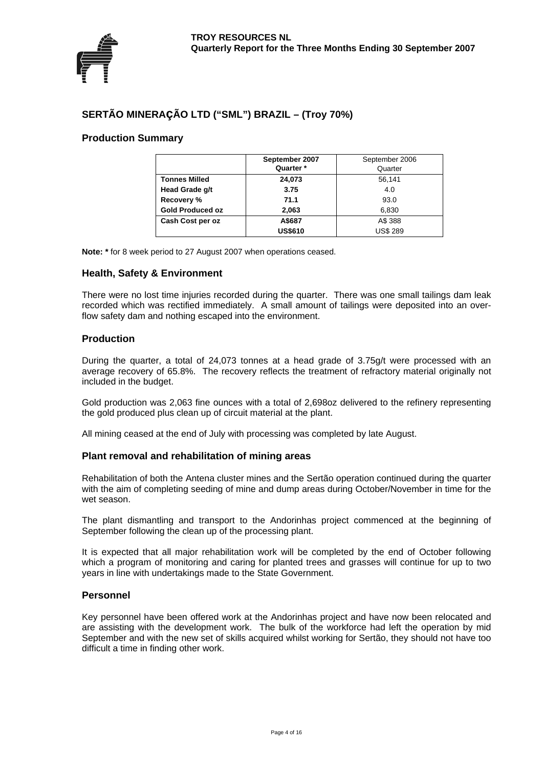## SERTÃO MINERAÇÃO LTD ("SML") BRAZIL – (Troy 70%)

### Production Summary

| | **September 2007 Quarter \*** | September 2006 Quarter |
|---|---|---|
| **Tonnes Milled** | **24,073** | 56,141 |
| **Head Grade g/t** | **3.75** | 4.0 |
| **Recovery %** | **71.1** | 93.0 |
| **Gold Produced oz** | **2,063** | 6,830 |
| **Cash Cost per oz** | **A$687** | A$ 388 |
| | **US$610** | US$ 289 |

**Note: \*** for 8 week period to 27 August 2007 when operations ceased.

### Health, Safety & Environment

There were no lost time injuries recorded during the quarter. There was one small tailings dam leak recorded which was rectified immediately. A small amount of tailings were deposited into an over-flow safety dam and nothing escaped into the environment.

### Production

During the quarter, a total of 24,073 tonnes at a head grade of 3.75g/t were processed with an average recovery of 65.8%. The recovery reflects the treatment of refractory material originally not included in the budget.

Gold production was 2,063 fine ounces with a total of 2,698oz delivered to the refinery representing the gold produced plus clean up of circuit material at the plant.

All mining ceased at the end of July with processing was completed by late August.

### Plant removal and rehabilitation of mining areas

Rehabilitation of both the Antena cluster mines and the Sertão operation continued during the quarter with the aim of completing seeding of mine and dump areas during October/November in time for the wet season.

The plant dismantling and transport to the Andorinhas project commenced at the beginning of September following the clean up of the processing plant.

It is expected that all major rehabilitation work will be completed by the end of October following which a program of monitoring and caring for planted trees and grasses will continue for up to two years in line with undertakings made to the State Government.

### Personnel

Key personnel have been offered work at the Andorinhas project and have now been relocated and are assisting with the development work. The bulk of the workforce had left the operation by mid September and with the new set of skills acquired whilst working for Sertão, they should not have too difficult a time in finding other work.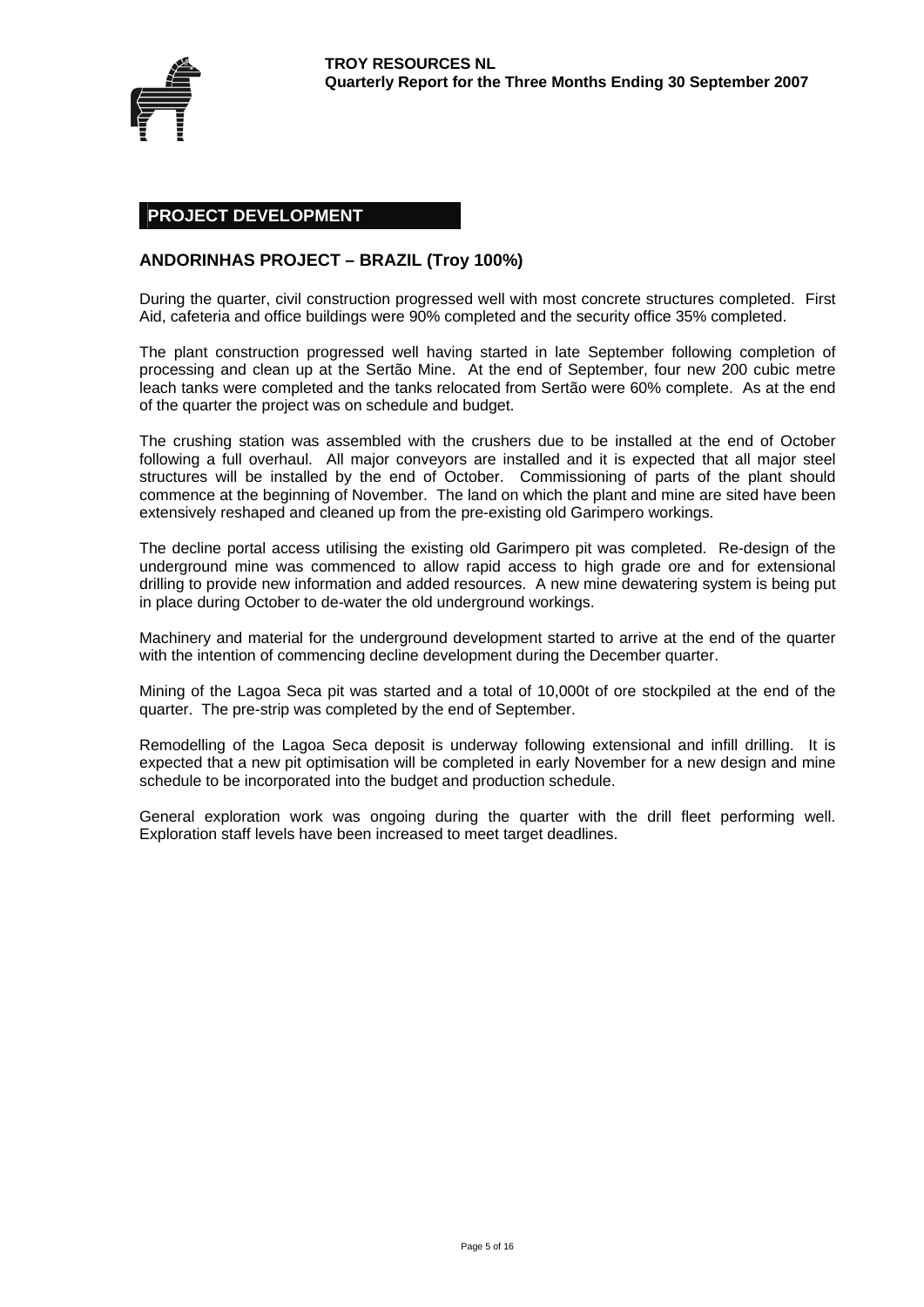## PROJECT DEVELOPMENT

### ANDORINHAS PROJECT – BRAZIL (Troy 100%)

During the quarter, civil construction progressed well with most concrete structures completed. First Aid, cafeteria and office buildings were 90% completed and the security office 35% completed.

The plant construction progressed well having started in late September following completion of processing and clean up at the Sertão Mine. At the end of September, four new 200 cubic metre leach tanks were completed and the tanks relocated from Sertão were 60% complete. As at the end of the quarter the project was on schedule and budget.

The crushing station was assembled with the crushers due to be installed at the end of October following a full overhaul. All major conveyors are installed and it is expected that all major steel structures will be installed by the end of October. Commissioning of parts of the plant should commence at the beginning of November. The land on which the plant and mine are sited have been extensively reshaped and cleaned up from the pre-existing old Garimpero workings.

The decline portal access utilising the existing old Garimpero pit was completed. Re-design of the underground mine was commenced to allow rapid access to high grade ore and for extensional drilling to provide new information and added resources. A new mine dewatering system is being put in place during October to de-water the old underground workings.

Machinery and material for the underground development started to arrive at the end of the quarter with the intention of commencing decline development during the December quarter.

Mining of the Lagoa Seca pit was started and a total of 10,000t of ore stockpiled at the end of the quarter. The pre-strip was completed by the end of September.

Remodelling of the Lagoa Seca deposit is underway following extensional and infill drilling. It is expected that a new pit optimisation will be completed in early November for a new design and mine schedule to be incorporated into the budget and production schedule.

General exploration work was ongoing during the quarter with the drill fleet performing well. Exploration staff levels have been increased to meet target deadlines.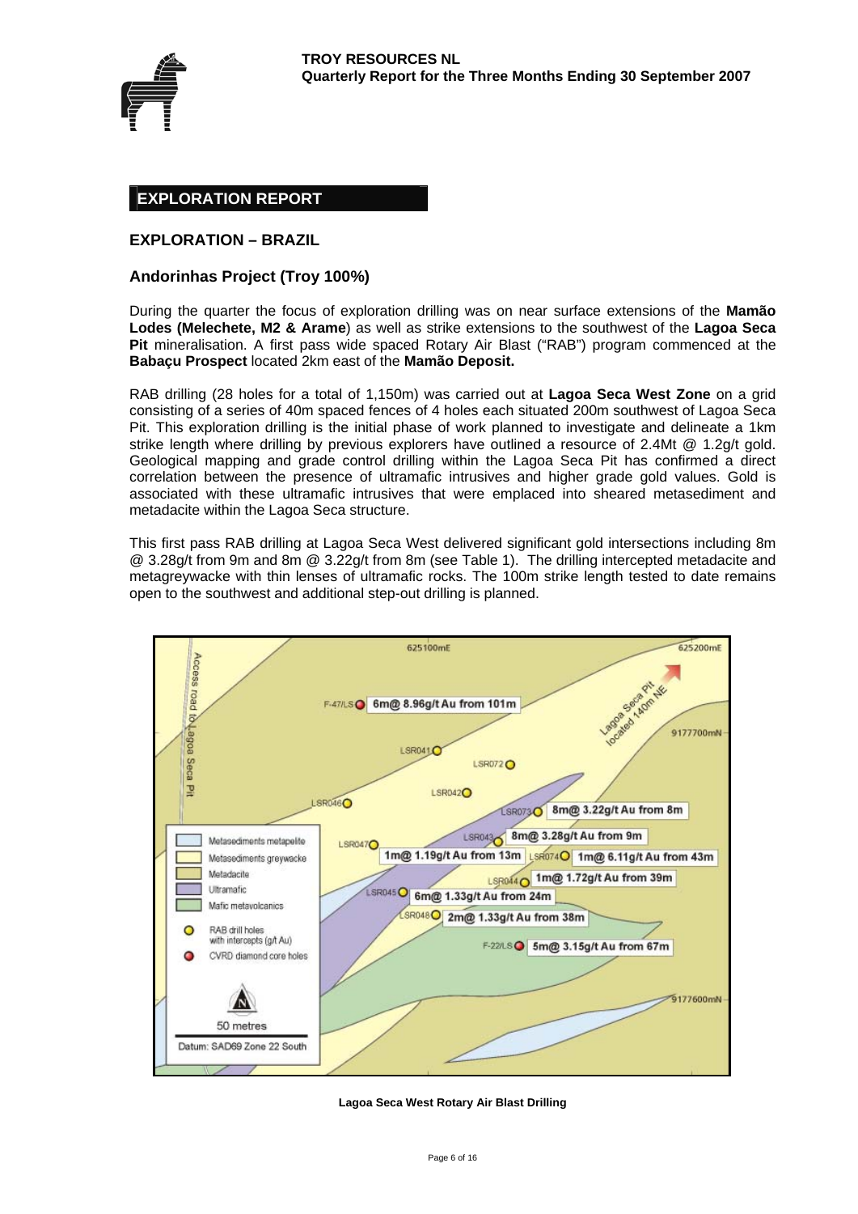## EXPLORATION REPORT

### EXPLORATION – BRAZIL

### Andorinhas Project (Troy 100%)

During the quarter the focus of exploration drilling was on near surface extensions of the **Mamão Lodes (Melechete, M2 & Arame**) as well as strike extensions to the southwest of the **Lagoa Seca Pit** mineralisation. A first pass wide spaced Rotary Air Blast ("RAB") program commenced at the **Babaçu Prospect** located 2km east of the **Mamão Deposit.**

RAB drilling (28 holes for a total of 1,150m) was carried out at **Lagoa Seca West Zone** on a grid consisting of a series of 40m spaced fences of 4 holes each situated 200m southwest of Lagoa Seca Pit. This exploration drilling is the initial phase of work planned to investigate and delineate a 1km strike length where drilling by previous explorers have outlined a resource of 2.4Mt @ 1.2g/t gold. Geological mapping and grade control drilling within the Lagoa Seca Pit has confirmed a direct correlation between the presence of ultramafic intrusives and higher grade gold values. Gold is associated with these ultramafic intrusives that were emplaced into sheared metasediment and metadacite within the Lagoa Seca structure.

This first pass RAB drilling at Lagoa Seca West delivered significant gold intersections including 8m @ 3.28g/t from 9m and 8m @ 3.22g/t from 8m (see Table 1). The drilling intercepted metadacite and metagreywacke with thin lenses of ultramafic rocks. The 100m strike length tested to date remains open to the southwest and additional step-out drilling is planned.

**Lagoa Seca West Rotary Air Blast Drilling**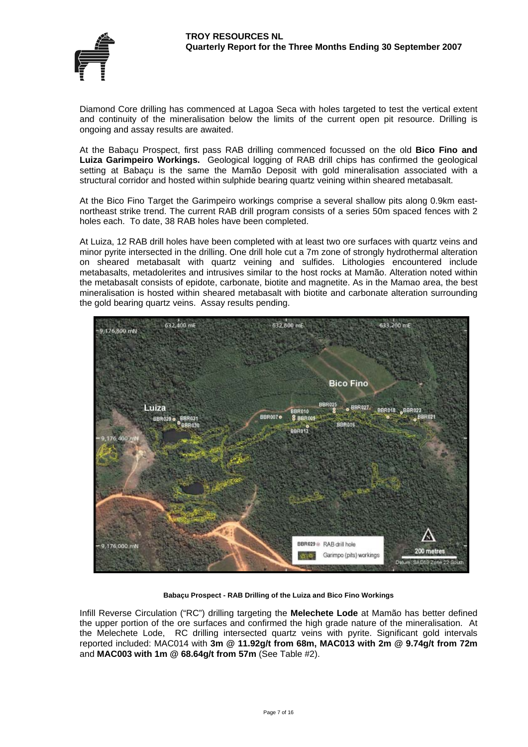Diamond Core drilling has commenced at Lagoa Seca with holes targeted to test the vertical extent and continuity of the mineralisation below the limits of the current open pit resource. Drilling is ongoing and assay results are awaited.

At the Babaçu Prospect, first pass RAB drilling commenced focussed on the old **Bico Fino and Luiza Garimpeiro Workings.** Geological logging of RAB drill chips has confirmed the geological setting at Babaçu is the same the Mamão Deposit with gold mineralisation associated with a structural corridor and hosted within sulphide bearing quartz veining within sheared metabasalt.

At the Bico Fino Target the Garimpeiro workings comprise a several shallow pits along 0.9km east-northeast strike trend. The current RAB drill program consists of a series 50m spaced fences with 2 holes each. To date, 38 RAB holes have been completed.

At Luiza, 12 RAB drill holes have been completed with at least two ore surfaces with quartz veins and minor pyrite intersected in the drilling. One drill hole cut a 7m zone of strongly hydrothermal alteration on sheared metabasalt with quartz veining and sulfides. Lithologies encountered include metabasalts, metadolerites and intrusives similar to the host rocks at Mamão. Alteration noted within the metabasalt consists of epidote, carbonate, biotite and magnetite. As in the Mamao area, the best mineralisation is hosted within sheared metabasalt with biotite and carbonate alteration surrounding the gold bearing quartz veins. Assay results pending.

**Babaçu Prospect - RAB Drilling of the Luiza and Bico Fino Workings**

Infill Reverse Circulation ("RC") drilling targeting the **Melechete Lode** at Mamão has better defined the upper portion of the ore surfaces and confirmed the high grade nature of the mineralisation. At the Melechete Lode, RC drilling intersected quartz veins with pyrite. Significant gold intervals reported included: MAC014 with **3m @ 11.92g/t from 68m, MAC013 with 2m @ 9.74g/t from 72m** and **MAC003 with 1m @ 68.64g/t from 57m** (See Table #2).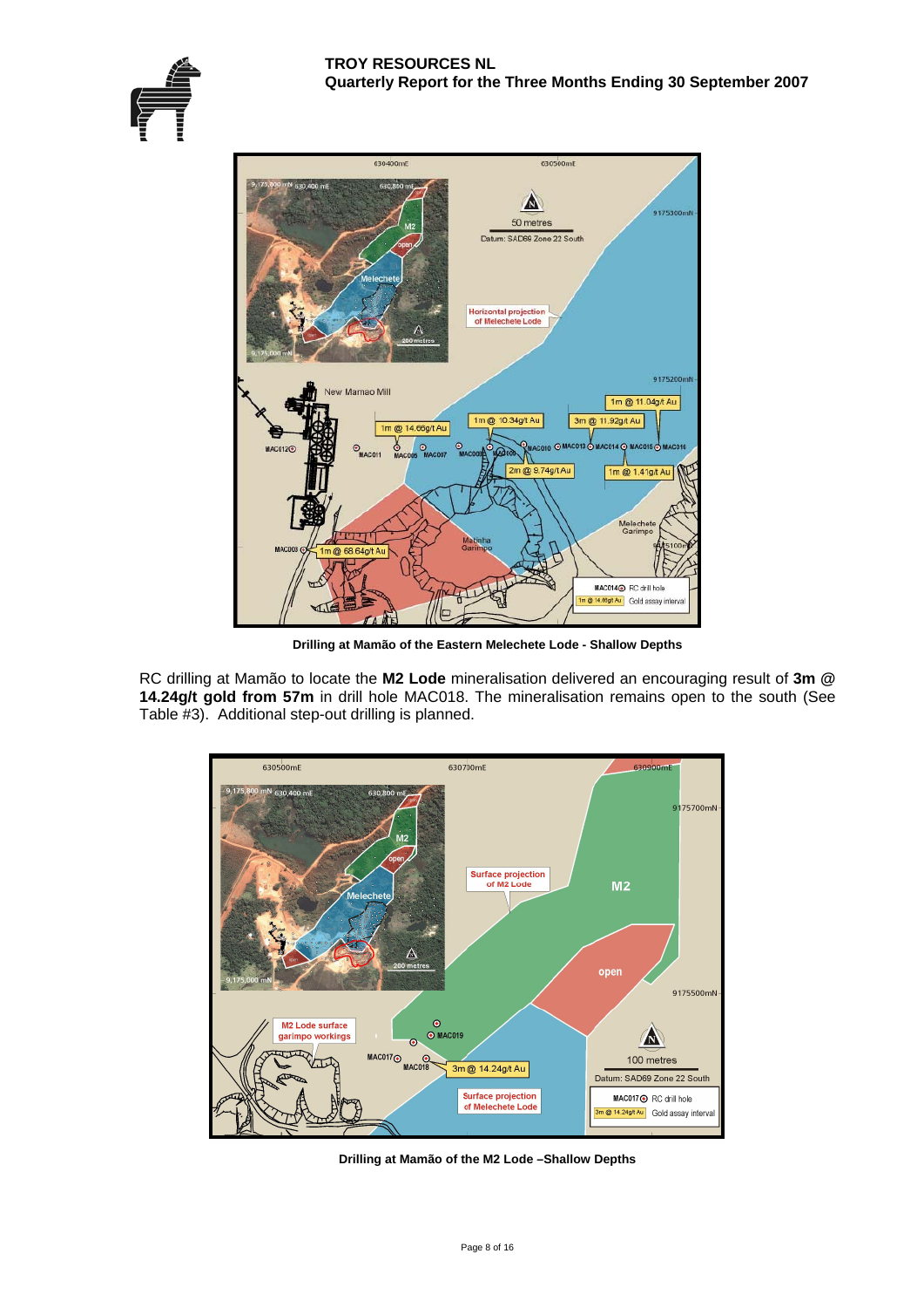Drilling at Mamão of the Eastern Melechete Lode - Shallow Depths

RC drilling at Mamão to locate the **M2 Lode** mineralisation delivered an encouraging result of **3m @ 14.24g/t gold from 57m** in drill hole MAC018. The mineralisation remains open to the south (See Table #3). Additional step-out drilling is planned.

Drilling at Mamão of the M2 Lode –Shallow Depths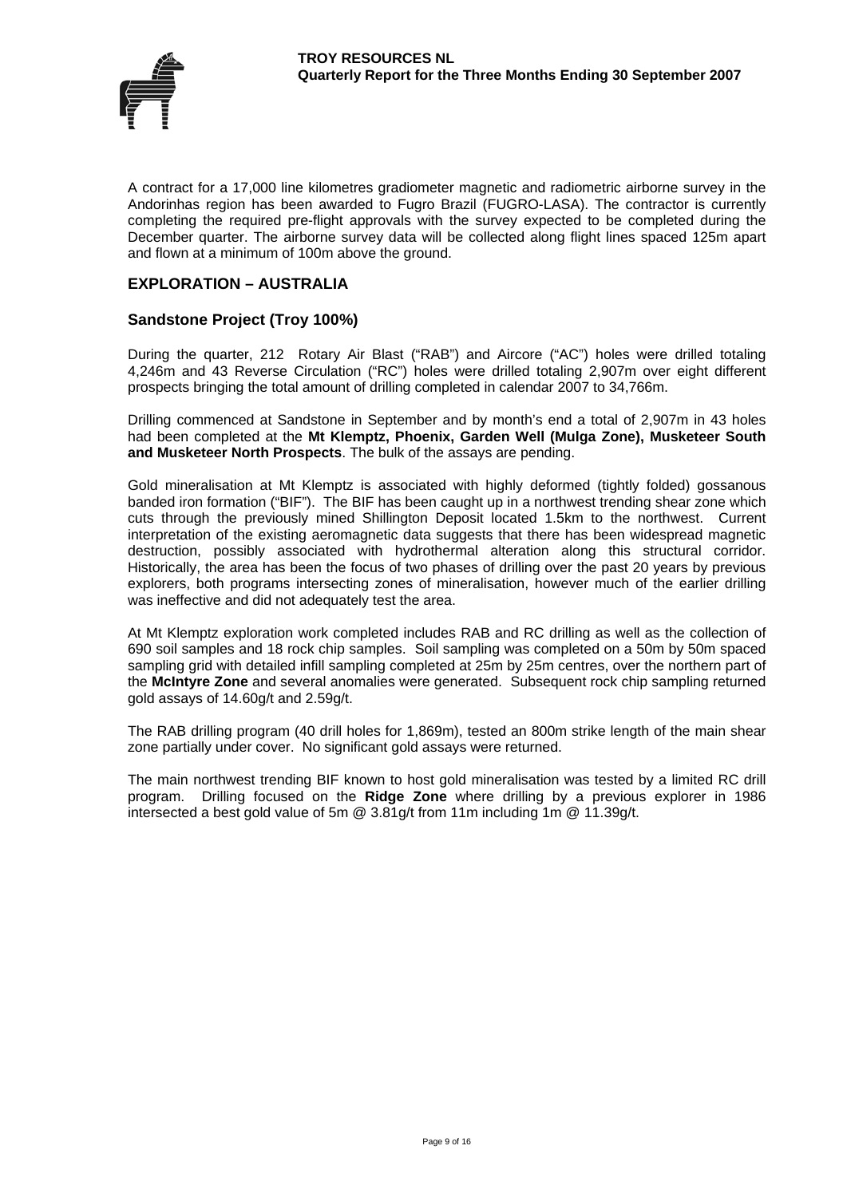A contract for a 17,000 line kilometres gradiometer magnetic and radiometric airborne survey in the Andorinhas region has been awarded to Fugro Brazil (FUGRO-LASA). The contractor is currently completing the required pre-flight approvals with the survey expected to be completed during the December quarter. The airborne survey data will be collected along flight lines spaced 125m apart and flown at a minimum of 100m above the ground.

## EXPLORATION – AUSTRALIA

### Sandstone Project (Troy 100%)

During the quarter, 212 Rotary Air Blast ("RAB") and Aircore ("AC") holes were drilled totaling 4,246m and 43 Reverse Circulation ("RC") holes were drilled totaling 2,907m over eight different prospects bringing the total amount of drilling completed in calendar 2007 to 34,766m.

Drilling commenced at Sandstone in September and by month's end a total of 2,907m in 43 holes had been completed at the **Mt Klemptz, Phoenix, Garden Well (Mulga Zone), Musketeer South and Musketeer North Prospects**. The bulk of the assays are pending.

Gold mineralisation at Mt Klemptz is associated with highly deformed (tightly folded) gossanous banded iron formation ("BIF"). The BIF has been caught up in a northwest trending shear zone which cuts through the previously mined Shillington Deposit located 1.5km to the northwest. Current interpretation of the existing aeromagnetic data suggests that there has been widespread magnetic destruction, possibly associated with hydrothermal alteration along this structural corridor. Historically, the area has been the focus of two phases of drilling over the past 20 years by previous explorers, both programs intersecting zones of mineralisation, however much of the earlier drilling was ineffective and did not adequately test the area.

At Mt Klemptz exploration work completed includes RAB and RC drilling as well as the collection of 690 soil samples and 18 rock chip samples. Soil sampling was completed on a 50m by 50m spaced sampling grid with detailed infill sampling completed at 25m by 25m centres, over the northern part of the **McIntyre Zone** and several anomalies were generated. Subsequent rock chip sampling returned gold assays of 14.60g/t and 2.59g/t.

The RAB drilling program (40 drill holes for 1,869m), tested an 800m strike length of the main shear zone partially under cover. No significant gold assays were returned.

The main northwest trending BIF known to host gold mineralisation was tested by a limited RC drill program. Drilling focused on the **Ridge Zone** where drilling by a previous explorer in 1986 intersected a best gold value of 5m @ 3.81g/t from 11m including 1m @ 11.39g/t.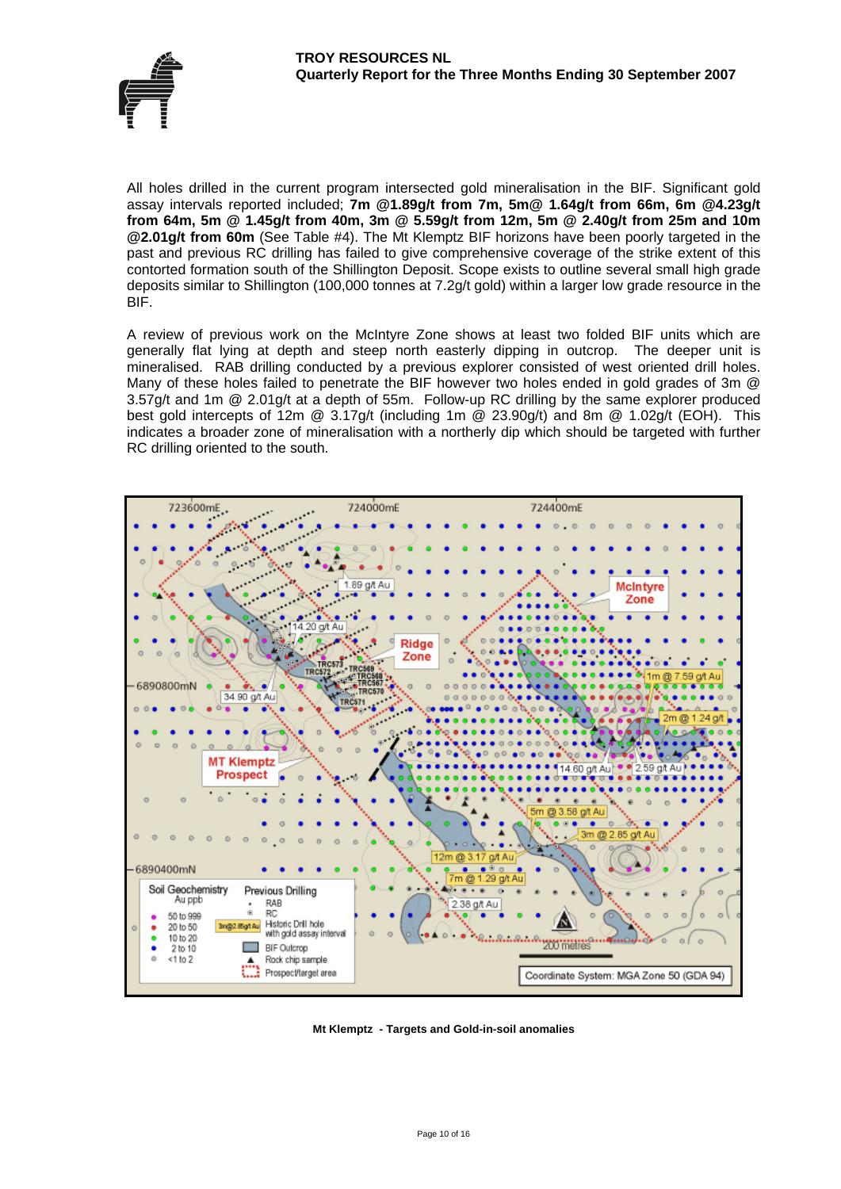All holes drilled in the current program intersected gold mineralisation in the BIF. Significant gold assay intervals reported included; **7m @1.89g/t from 7m, 5m@ 1.64g/t from 66m, 6m @4.23g/t from 64m, 5m @ 1.45g/t from 40m, 3m @ 5.59g/t from 12m, 5m @ 2.40g/t from 25m and 10m @2.01g/t from 60m** (See Table #4). The Mt Klemptz BIF horizons have been poorly targeted in the past and previous RC drilling has failed to give comprehensive coverage of the strike extent of this contorted formation south of the Shillington Deposit. Scope exists to outline several small high grade deposits similar to Shillington (100,000 tonnes at 7.2g/t gold) within a larger low grade resource in the BIF.

A review of previous work on the McIntyre Zone shows at least two folded BIF units which are generally flat lying at depth and steep north easterly dipping in outcrop. The deeper unit is mineralised. RAB drilling conducted by a previous explorer consisted of west oriented drill holes. Many of these holes failed to penetrate the BIF however two holes ended in gold grades of 3m @ 3.57g/t and 1m @ 2.01g/t at a depth of 55m. Follow-up RC drilling by the same explorer produced best gold intercepts of 12m @ 3.17g/t (including 1m @ 23.90g/t) and 8m @ 1.02g/t (EOH). This indicates a broader zone of mineralisation with a northerly dip which should be targeted with further RC drilling oriented to the south.

**Mt Klemptz - Targets and Gold-in-soil anomalies**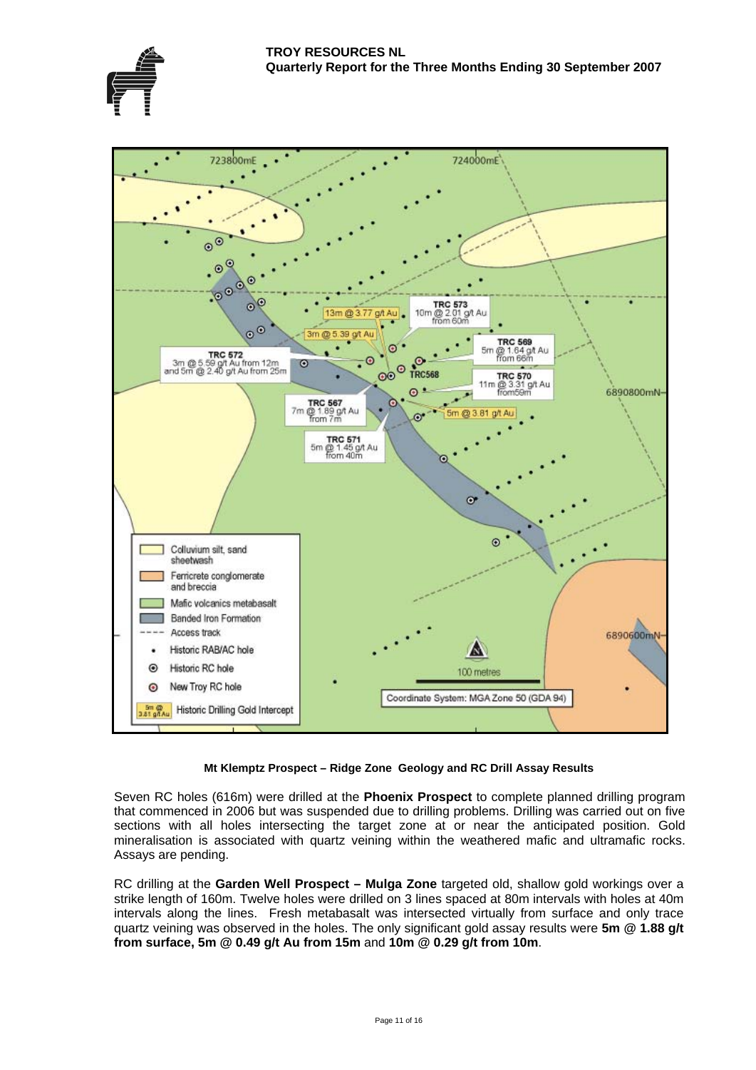Mt Klemptz Prospect – Ridge Zone Geology and RC Drill Assay Results

Seven RC holes (616m) were drilled at the **Phoenix Prospect** to complete planned drilling program that commenced in 2006 but was suspended due to drilling problems. Drilling was carried out on five sections with all holes intersecting the target zone at or near the anticipated position. Gold mineralisation is associated with quartz veining within the weathered mafic and ultramafic rocks. Assays are pending.

RC drilling at the **Garden Well Prospect – Mulga Zone** targeted old, shallow gold workings over a strike length of 160m. Twelve holes were drilled on 3 lines spaced at 80m intervals with holes at 40m intervals along the lines. Fresh metabasalt was intersected virtually from surface and only trace quartz veining was observed in the holes. The only significant gold assay results were **5m @ 1.88 g/t from surface, 5m @ 0.49 g/t Au from 15m** and **10m @ 0.29 g/t from 10m**.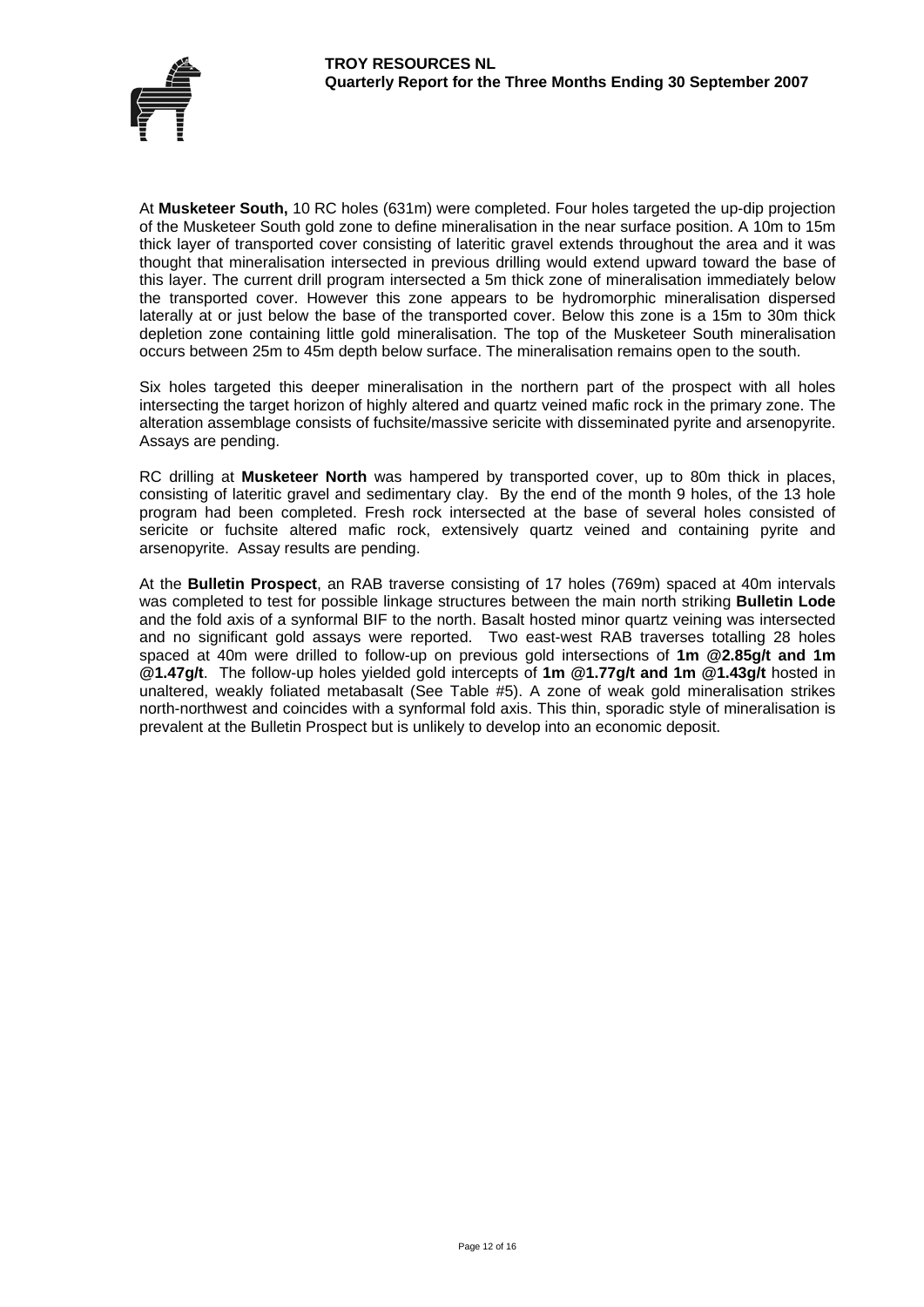At **Musketeer South,** 10 RC holes (631m) were completed. Four holes targeted the up-dip projection of the Musketeer South gold zone to define mineralisation in the near surface position. A 10m to 15m thick layer of transported cover consisting of lateritic gravel extends throughout the area and it was thought that mineralisation intersected in previous drilling would extend upward toward the base of this layer. The current drill program intersected a 5m thick zone of mineralisation immediately below the transported cover. However this zone appears to be hydromorphic mineralisation dispersed laterally at or just below the base of the transported cover. Below this zone is a 15m to 30m thick depletion zone containing little gold mineralisation. The top of the Musketeer South mineralisation occurs between 25m to 45m depth below surface. The mineralisation remains open to the south.

Six holes targeted this deeper mineralisation in the northern part of the prospect with all holes intersecting the target horizon of highly altered and quartz veined mafic rock in the primary zone. The alteration assemblage consists of fuchsite/massive sericite with disseminated pyrite and arsenopyrite. Assays are pending.

RC drilling at **Musketeer North** was hampered by transported cover, up to 80m thick in places, consisting of lateritic gravel and sedimentary clay. By the end of the month 9 holes, of the 13 hole program had been completed. Fresh rock intersected at the base of several holes consisted of sericite or fuchsite altered mafic rock, extensively quartz veined and containing pyrite and arsenopyrite. Assay results are pending.

At the **Bulletin Prospect**, an RAB traverse consisting of 17 holes (769m) spaced at 40m intervals was completed to test for possible linkage structures between the main north striking **Bulletin Lode** and the fold axis of a synformal BIF to the north. Basalt hosted minor quartz veining was intersected and no significant gold assays were reported. Two east-west RAB traverses totalling 28 holes spaced at 40m were drilled to follow-up on previous gold intersections of **1m @2.85g/t and 1m @1.47g/t**. The follow-up holes yielded gold intercepts of **1m @1.77g/t and 1m @1.43g/t** hosted in unaltered, weakly foliated metabasalt (See Table #5). A zone of weak gold mineralisation strikes north-northwest and coincides with a synformal fold axis. This thin, sporadic style of mineralisation is prevalent at the Bulletin Prospect but is unlikely to develop into an economic deposit.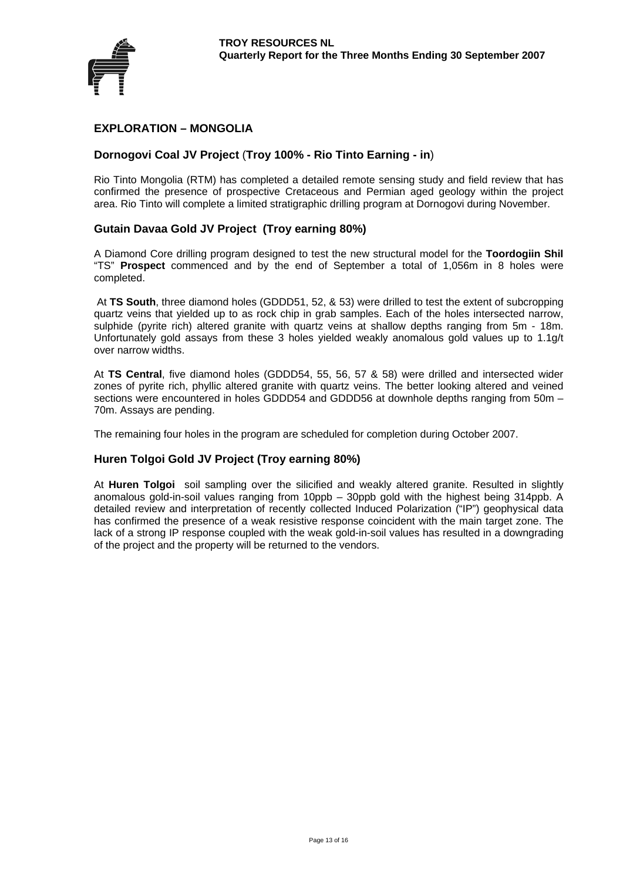## EXPLORATION – MONGOLIA

### Dornogovi Coal JV Project (Troy 100% - Rio Tinto Earning - in)

Rio Tinto Mongolia (RTM) has completed a detailed remote sensing study and field review that has confirmed the presence of prospective Cretaceous and Permian aged geology within the project area. Rio Tinto will complete a limited stratigraphic drilling program at Dornogovi during November.

### Gutain Davaa Gold JV Project (Troy earning 80%)

A Diamond Core drilling program designed to test the new structural model for the **Toordogiin Shil** "TS" **Prospect** commenced and by the end of September a total of 1,056m in 8 holes were completed.

At **TS South**, three diamond holes (GDDD51, 52, & 53) were drilled to test the extent of subcropping quartz veins that yielded up to as rock chip in grab samples. Each of the holes intersected narrow, sulphide (pyrite rich) altered granite with quartz veins at shallow depths ranging from 5m - 18m. Unfortunately gold assays from these 3 holes yielded weakly anomalous gold values up to 1.1g/t over narrow widths.

At **TS Central**, five diamond holes (GDDD54, 55, 56, 57 & 58) were drilled and intersected wider zones of pyrite rich, phyllic altered granite with quartz veins. The better looking altered and veined sections were encountered in holes GDDD54 and GDDD56 at downhole depths ranging from 50m – 70m. Assays are pending.

The remaining four holes in the program are scheduled for completion during October 2007.

### Huren Tolgoi Gold JV Project (Troy earning 80%)

At **Huren Tolgoi** soil sampling over the silicified and weakly altered granite. Resulted in slightly anomalous gold-in-soil values ranging from 10ppb – 30ppb gold with the highest being 314ppb. A detailed review and interpretation of recently collected Induced Polarization ("IP") geophysical data has confirmed the presence of a weak resistive response coincident with the main target zone. The lack of a strong IP response coupled with the weak gold-in-soil values has resulted in a downgrading of the project and the property will be returned to the vendors.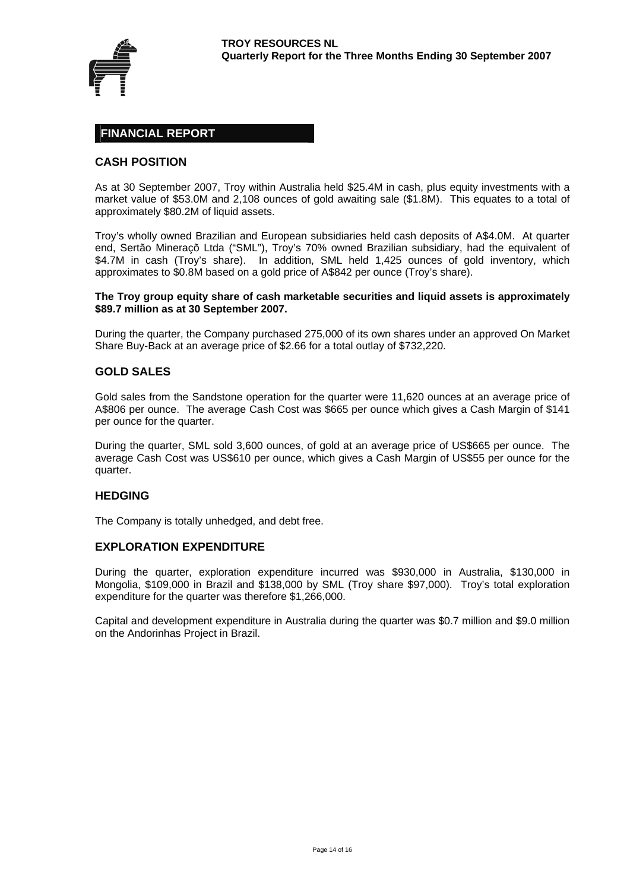## FINANCIAL REPORT

### CASH POSITION

As at 30 September 2007, Troy within Australia held $25.4M in cash, plus equity investments with a market value of $53.0M and 2,108 ounces of gold awaiting sale ($1.8M). This equates to a total of approximately $80.2M of liquid assets.

Troy's wholly owned Brazilian and European subsidiaries held cash deposits of A$4.0M. At quarter end, Sertão Mineraçõ Ltda ("SML"), Troy's 70% owned Brazilian subsidiary, had the equivalent of $4.7M in cash (Troy's share). In addition, SML held 1,425 ounces of gold inventory, which approximates to $0.8M based on a gold price of A$842 per ounce (Troy's share).

**The Troy group equity share of cash marketable securities and liquid assets is approximately $89.7 million as at 30 September 2007.**

During the quarter, the Company purchased 275,000 of its own shares under an approved On Market Share Buy-Back at an average price of $2.66 for a total outlay of $732,220.

### GOLD SALES

Gold sales from the Sandstone operation for the quarter were 11,620 ounces at an average price of A$806 per ounce. The average Cash Cost was $665 per ounce which gives a Cash Margin of $141 per ounce for the quarter.

During the quarter, SML sold 3,600 ounces, of gold at an average price of US$665 per ounce. The average Cash Cost was US$610 per ounce, which gives a Cash Margin of US$55 per ounce for the quarter.

### HEDGING

The Company is totally unhedged, and debt free.

### EXPLORATION EXPENDITURE

During the quarter, exploration expenditure incurred was $930,000 in Australia, $130,000 in Mongolia, $109,000 in Brazil and $138,000 by SML (Troy share $97,000). Troy's total exploration expenditure for the quarter was therefore $1,266,000.

Capital and development expenditure in Australia during the quarter was $0.7 million and $9.0 million on the Andorinhas Project in Brazil.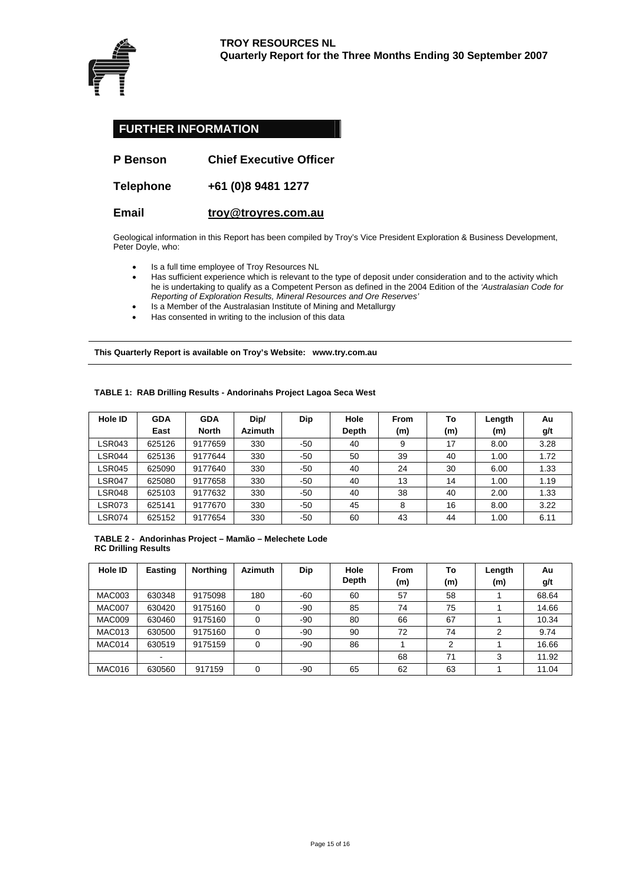## FURTHER INFORMATION

**P Benson** **Chief Executive Officer**

**Telephone** **+61 (0)8 9481 1277**

**Email** **troy@troyres.com.au**

Geological information in this Report has been compiled by Troy's Vice President Exploration & Business Development, Peter Doyle, who:

- Is a full time employee of Troy Resources NL
- Has sufficient experience which is relevant to the type of deposit under consideration and to the activity which he is undertaking to qualify as a Competent Person as defined in the 2004 Edition of the *'Australasian Code for Reporting of Exploration Results, Mineral Resources and Ore Reserves'*
- Is a Member of the Australasian Institute of Mining and Metallurgy
- Has consented in writing to the inclusion of this data

---

**This Quarterly Report is available on Troy's Website: www.try.com.au**

---

**TABLE 1: RAB Drilling Results - Andorinahs Project Lagoa Seca West**

| Hole ID | GDA East | GDA North | Dip/ Azimuth | Dip | Hole Depth | From (m) | To (m) | Length (m) | Au g/t |
|---|---|---|---|---|---|---|---|---|---|
| LSR043 | 625126 | 9177659 | 330 | -50 | 40 | 9 | 17 | 8.00 | 3.28 |
| LSR044 | 625136 | 9177644 | 330 | -50 | 50 | 39 | 40 | 1.00 | 1.72 |
| LSR045 | 625090 | 9177640 | 330 | -50 | 40 | 24 | 30 | 6.00 | 1.33 |
| LSR047 | 625080 | 9177658 | 330 | -50 | 40 | 13 | 14 | 1.00 | 1.19 |
| LSR048 | 625103 | 9177632 | 330 | -50 | 40 | 38 | 40 | 2.00 | 1.33 |
| LSR073 | 625141 | 9177670 | 330 | -50 | 45 | 8 | 16 | 8.00 | 3.22 |
| LSR074 | 625152 | 9177654 | 330 | -50 | 60 | 43 | 44 | 1.00 | 6.11 |

**TABLE 2 - Andorinhas Project – Mamão – Melechete Lode**
**RC Drilling Results**

| Hole ID | Easting | Northing | Azimuth | Dip | Hole Depth | From (m) | To (m) | Length (m) | Au g/t |
|---|---|---|---|---|---|---|---|---|---|
| MAC003 | 630348 | 9175098 | 180 | -60 | 60 | 57 | 58 | 1 | 68.64 |
| MAC007 | 630420 | 9175160 | 0 | -90 | 85 | 74 | 75 | 1 | 14.66 |
| MAC009 | 630460 | 9175160 | 0 | -90 | 80 | 66 | 67 | 1 | 10.34 |
| MAC013 | 630500 | 9175160 | 0 | -90 | 90 | 72 | 74 | 2 | 9.74 |
| MAC014 | 630519 | 9175159 | 0 | -90 | 86 | 1 | 2 | 1 | 16.66 |
| | - | | | | | 68 | 71 | 3 | 11.92 |
| MAC016 | 630560 | 917159 | 0 | -90 | 65 | 62 | 63 | 1 | 11.04 |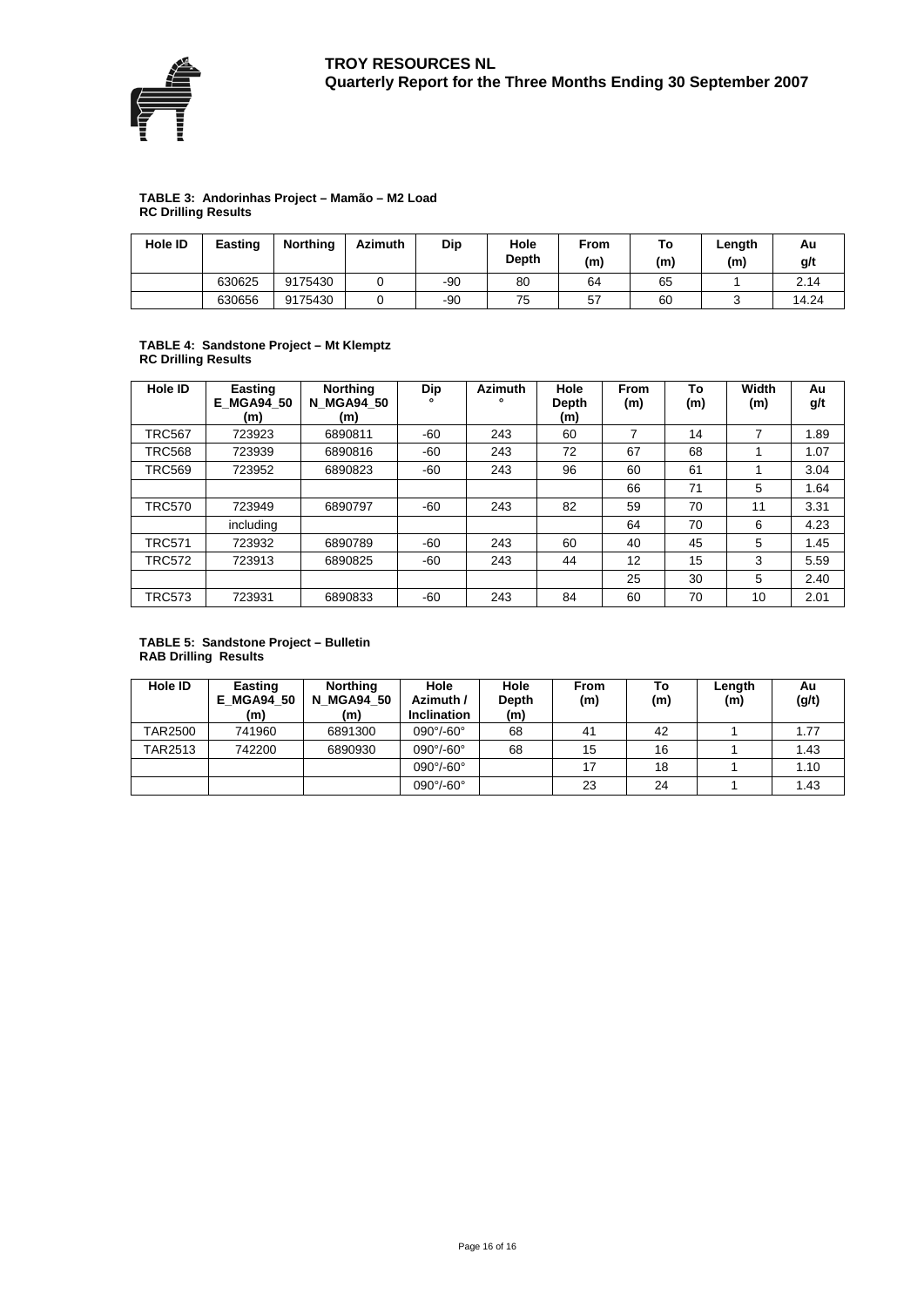**TABLE 3: Andorinhas Project – Mamão – M2 Load**
**RC Drilling Results**

| Hole ID | Easting | Northing | Azimuth | Dip | Hole Depth | From (m) | To (m) | Length (m) | Au g/t |
|---|---|---|---|---|---|---|---|---|---|
| | 630625 | 9175430 | 0 | -90 | 80 | 64 | 65 | 1 | 2.14 |
| | 630656 | 9175430 | 0 | -90 | 75 | 57 | 60 | 3 | 14.24 |

**TABLE 4: Sandstone Project – Mt Klemptz**
**RC Drilling Results**

| Hole ID | Easting E_MGA94_50 (m) | Northing N_MGA94_50 (m) | Dip ° | Azimuth ° | Hole Depth (m) | From (m) | To (m) | Width (m) | Au g/t |
|---|---|---|---|---|---|---|---|---|---|
| TRC567 | 723923 | 6890811 | -60 | 243 | 60 | 7 | 14 | 7 | 1.89 |
| TRC568 | 723939 | 6890816 | -60 | 243 | 72 | 67 | 68 | 1 | 1.07 |
| TRC569 | 723952 | 6890823 | -60 | 243 | 96 | 60 | 61 | 1 | 3.04 |
| | | | | | | 66 | 71 | 5 | 1.64 |
| TRC570 | 723949 | 6890797 | -60 | 243 | 82 | 59 | 70 | 11 | 3.31 |
| | including | | | | | 64 | 70 | 6 | 4.23 |
| TRC571 | 723932 | 6890789 | -60 | 243 | 60 | 40 | 45 | 5 | 1.45 |
| TRC572 | 723913 | 6890825 | -60 | 243 | 44 | 12 | 15 | 3 | 5.59 |
| | | | | | | 25 | 30 | 5 | 2.40 |
| TRC573 | 723931 | 6890833 | -60 | 243 | 84 | 60 | 70 | 10 | 2.01 |

**TABLE 5: Sandstone Project – Bulletin**
**RAB Drilling Results**

| Hole ID | Easting E_MGA94_50 (m) | Northing N_MGA94_50 (m) | Hole Azimuth / Inclination | Hole Depth (m) | From (m) | To (m) | Length (m) | Au (g/t) |
|---|---|---|---|---|---|---|---|---|
| TAR2500 | 741960 | 6891300 | 090°/-60° | 68 | 41 | 42 | 1 | 1.77 |
| TAR2513 | 742200 | 6890930 | 090°/-60° | 68 | 15 | 16 | 1 | 1.43 |
| | | | 090°/-60° | | 17 | 18 | 1 | 1.10 |
| | | | 090°/-60° | | 23 | 24 | 1 | 1.43 |